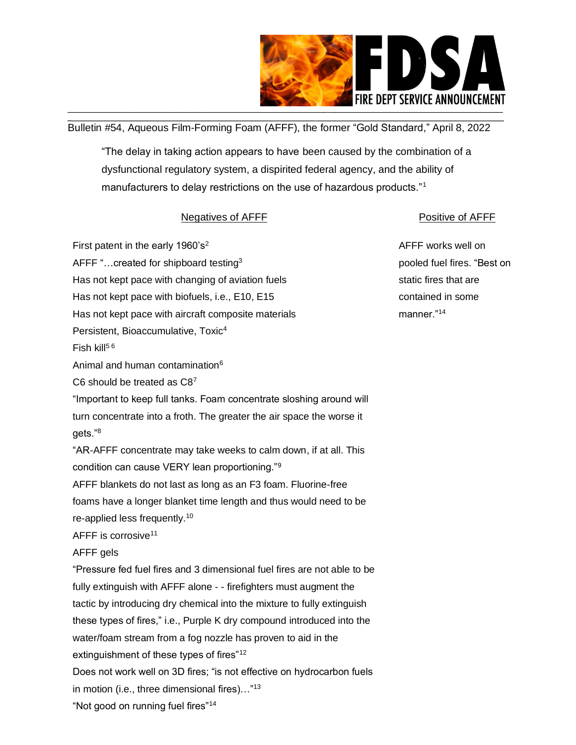# FDSA — FIRE DEPT SERVICE ANNOUNCEMENT

Bulletin #54, Aqueous Film-Forming Foam (AFFF), the former "Gold Standard," April 8, 2022

> "The delay in taking action appears to have been caused by the combination of a dysfunctional regulatory system, a dispirited federal agency, and the ability of manufacturers to delay restrictions on the use of hazardous products."[1]

## Negatives of AFFF

- First patent in the early 1960's[2]
- AFFF "…created for shipboard testing[3]
- Has not kept pace with changing of aviation fuels
- Has not kept pace with biofuels, i.e., E10, E15
- Has not kept pace with aircraft composite materials
- Persistent, Bioaccumulative, Toxic[4]
- Fish kill[5 6]
- Animal and human contamination[6]
- C6 should be treated as C8[7]
- "Important to keep full tanks. Foam concentrate sloshing around will turn concentrate into a froth. The greater the air space the worse it gets."[8]
- "AR-AFFF concentrate may take weeks to calm down, if at all. This condition can cause VERY lean proportioning."[9]
- AFFF blankets do not last as long as an F3 foam. Fluorine-free foams have a longer blanket time length and thus would need to be re-applied less frequently.[10]
- AFFF is corrosive[11]
- AFFF gels
- "Pressure fed fuel fires and 3 dimensional fuel fires are not able to be fully extinguish with AFFF alone - - firefighters must augment the tactic by introducing dry chemical into the mixture to fully extinguish these types of fires," i.e., Purple K dry compound introduced into the water/foam stream from a fog nozzle has proven to aid in the extinguishment of these types of fires"[12]
- Does not work well on 3D fires; "is not effective on hydrocarbon fuels in motion (i.e., three dimensional fires)…"[13]
- "Not good on running fuel fires"[14]

## Positive of AFFF

- AFFF works well on pooled fuel fires. "Best on static fires that are contained in some manner."[14]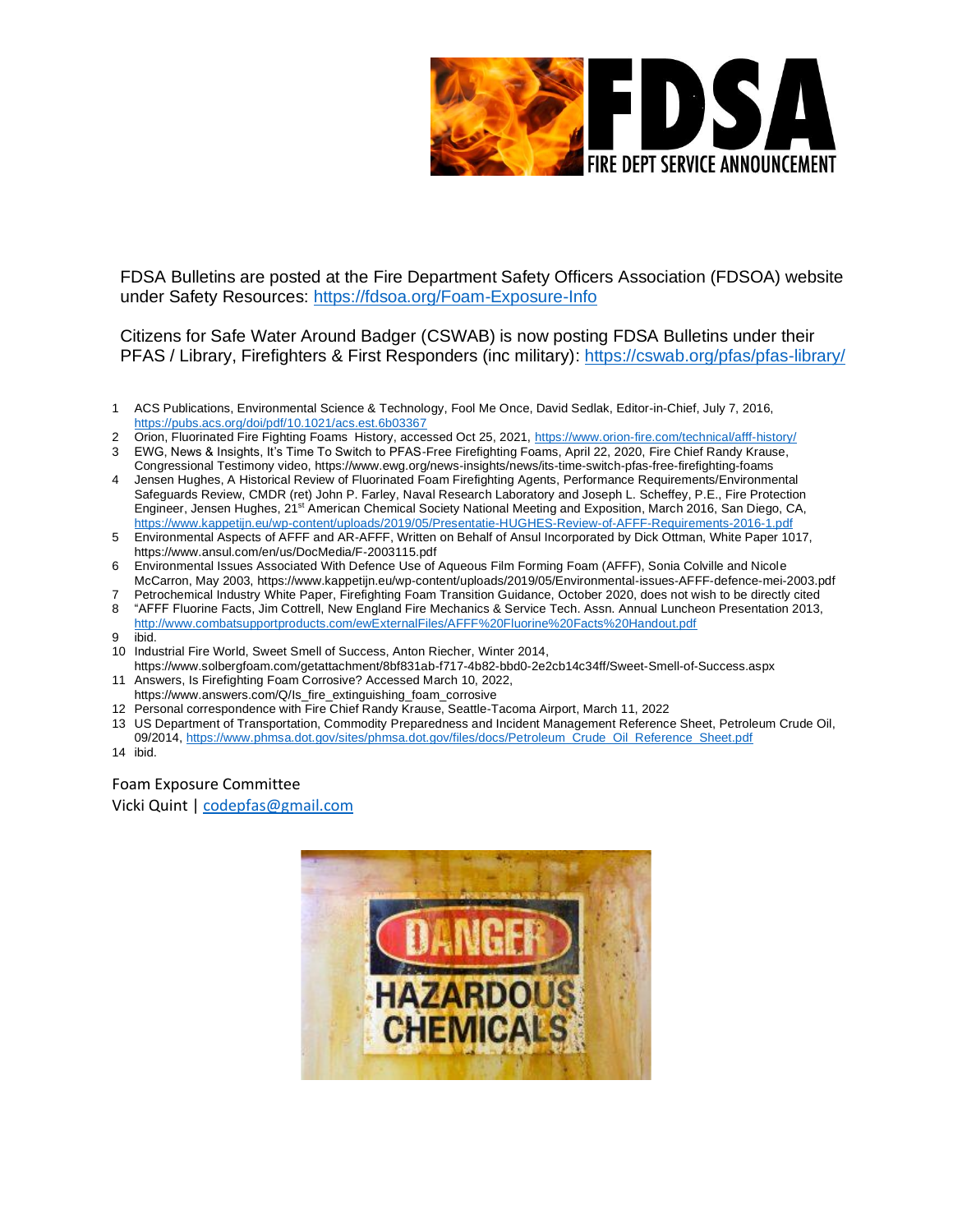FDSA Bulletins are posted at the Fire Department Safety Officers Association (FDSOA) website under Safety Resources: https://fdsoa.org/Foam-Exposure-Info

Citizens for Safe Water Around Badger (CSWAB) is now posting FDSA Bulletins under their PFAS / Library, Firefighters & First Responders (inc military): https://cswab.org/pfas/pfas-library/

1. ACS Publications, Environmental Science & Technology, Fool Me Once, David Sedlak, Editor-in-Chief, July 7, 2016, https://pubs.acs.org/doi/pdf/10.1021/acs.est.6b03367
2. Orion, Fluorinated Fire Fighting Foams History, accessed Oct 25, 2021, https://www.orion-fire.com/technical/afff-history/
3. EWG, News & Insights, It's Time To Switch to PFAS-Free Firefighting Foams, April 22, 2020, Fire Chief Randy Krause, Congressional Testimony video, https://www.ewg.org/news-insights/news/its-time-switch-pfas-free-firefighting-foams
4. Jensen Hughes, A Historical Review of Fluorinated Foam Firefighting Agents, Performance Requirements/Environmental Safeguards Review, CMDR (ret) John P. Farley, Naval Research Laboratory and Joseph L. Scheffey, P.E., Fire Protection Engineer, Jensen Hughes, 21st American Chemical Society National Meeting and Exposition, March 2016, San Diego, CA, https://www.kappetijn.eu/wp-content/uploads/2019/05/Presentatie-HUGHES-Review-of-AFFF-Requirements-2016-1.pdf
5. Environmental Aspects of AFFF and AR-AFFF, Written on Behalf of Ansul Incorporated by Dick Ottman, White Paper 1017, https://www.ansul.com/en/us/DocMedia/F-2003115.pdf
6. Environmental Issues Associated With Defence Use of Aqueous Film Forming Foam (AFFF), Sonia Colville and Nicole McCarron, May 2003, https://www.kappetijn.eu/wp-content/uploads/2019/05/Environmental-issues-AFFF-defence-mei-2003.pdf
7. Petrochemical Industry White Paper, Firefighting Foam Transition Guidance, October 2020, does not wish to be directly cited
8. "AFFF Fluorine Facts, Jim Cottrell, New England Fire Mechanics & Service Tech. Assn. Annual Luncheon Presentation 2013, http://www.combatsupportproducts.com/ewExternalFiles/AFFF%20Fluorine%20Facts%20Handout.pdf
9. ibid.
10. Industrial Fire World, Sweet Smell of Success, Anton Riecher, Winter 2014, https://www.solbergfoam.com/getattachment/8bf831ab-f717-4b82-bbd0-2e2cb14c34ff/Sweet-Smell-of-Success.aspx
11. Answers, Is Firefighting Foam Corrosive? Accessed March 10, 2022, https://www.answers.com/Q/Is_fire_extinguishing_foam_corrosive
12. Personal correspondence with Fire Chief Randy Krause, Seattle-Tacoma Airport, March 11, 2022
13. US Department of Transportation, Commodity Preparedness and Incident Management Reference Sheet, Petroleum Crude Oil, 09/2014, https://www.phmsa.dot.gov/sites/phmsa.dot.gov/files/docs/Petroleum_Crude_Oil_Reference_Sheet.pdf
14. ibid.

Foam Exposure Committee
Vicki Quint | codepfas@gmail.com